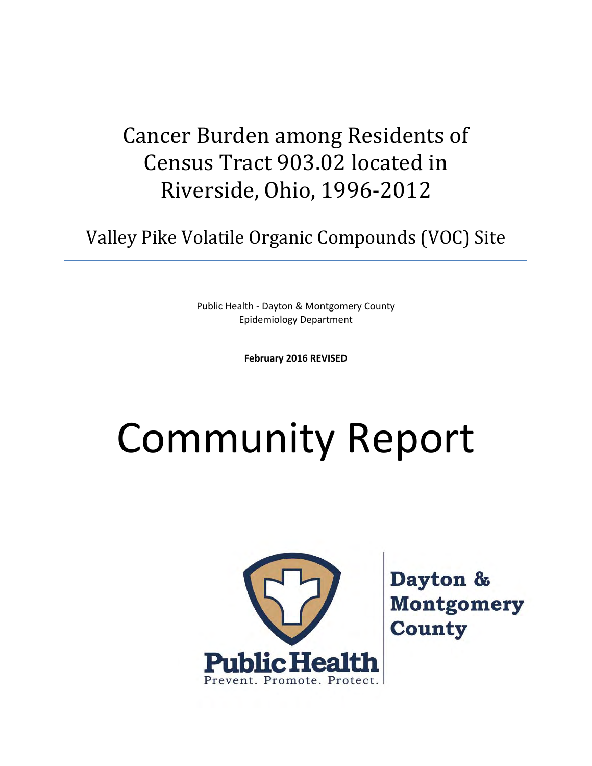# Cancer Burden among Residents of Census Tract 903.02 located in Riverside, Ohio, 1996-2012

## Valley Pike Volatile Organic Compounds (VOC) Site

Public Health - Dayton & Montgomery County
Epidemiology Department

**February 2016 REVISED**

# Community Report

Public Health
Prevent. Promote. Protect.

Dayton & Montgomery County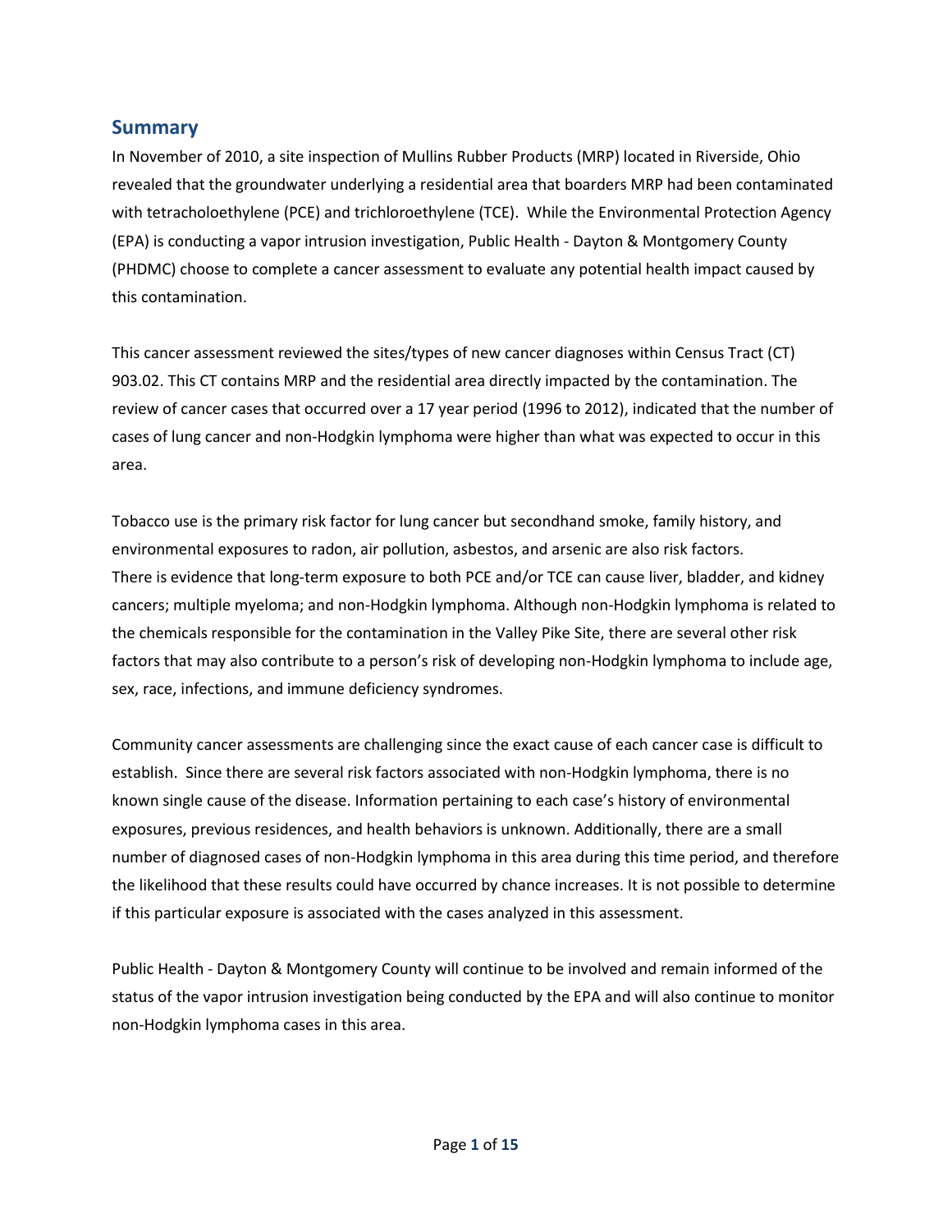## Summary

In November of 2010, a site inspection of Mullins Rubber Products (MRP) located in Riverside, Ohio revealed that the groundwater underlying a residential area that boarders MRP had been contaminated with tetracholoethylene (PCE) and trichloroethylene (TCE). While the Environmental Protection Agency (EPA) is conducting a vapor intrusion investigation, Public Health - Dayton & Montgomery County (PHDMC) choose to complete a cancer assessment to evaluate any potential health impact caused by this contamination.

This cancer assessment reviewed the sites/types of new cancer diagnoses within Census Tract (CT) 903.02. This CT contains MRP and the residential area directly impacted by the contamination. The review of cancer cases that occurred over a 17 year period (1996 to 2012), indicated that the number of cases of lung cancer and non-Hodgkin lymphoma were higher than what was expected to occur in this area.

Tobacco use is the primary risk factor for lung cancer but secondhand smoke, family history, and environmental exposures to radon, air pollution, asbestos, and arsenic are also risk factors. There is evidence that long-term exposure to both PCE and/or TCE can cause liver, bladder, and kidney cancers; multiple myeloma; and non-Hodgkin lymphoma. Although non-Hodgkin lymphoma is related to the chemicals responsible for the contamination in the Valley Pike Site, there are several other risk factors that may also contribute to a person's risk of developing non-Hodgkin lymphoma to include age, sex, race, infections, and immune deficiency syndromes.

Community cancer assessments are challenging since the exact cause of each cancer case is difficult to establish. Since there are several risk factors associated with non-Hodgkin lymphoma, there is no known single cause of the disease. Information pertaining to each case's history of environmental exposures, previous residences, and health behaviors is unknown. Additionally, there are a small number of diagnosed cases of non-Hodgkin lymphoma in this area during this time period, and therefore the likelihood that these results could have occurred by chance increases. It is not possible to determine if this particular exposure is associated with the cases analyzed in this assessment.

Public Health - Dayton & Montgomery County will continue to be involved and remain informed of the status of the vapor intrusion investigation being conducted by the EPA and will also continue to monitor non-Hodgkin lymphoma cases in this area.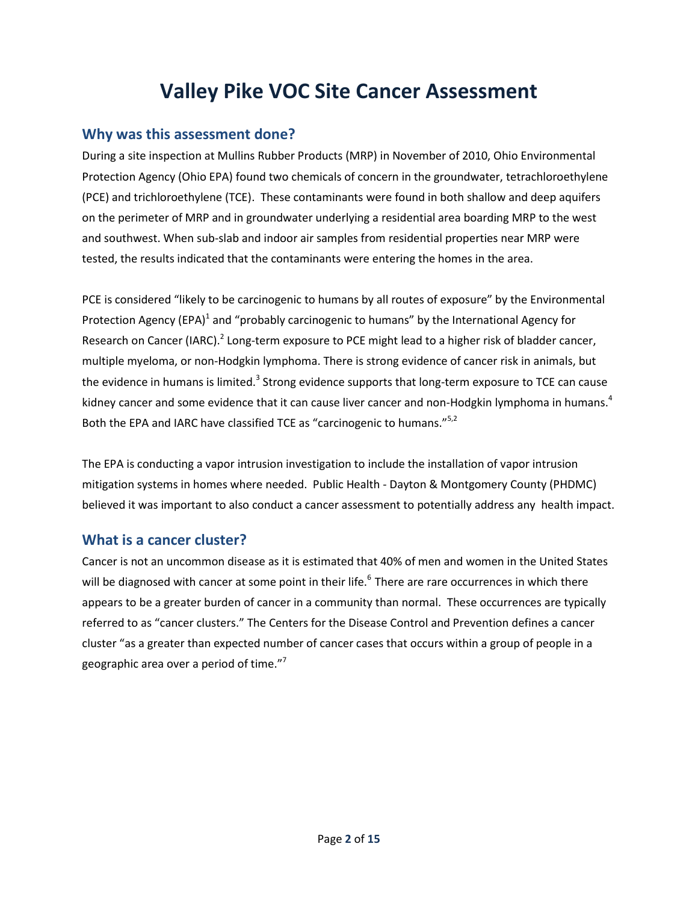# Valley Pike VOC Site Cancer Assessment

## Why was this assessment done?

During a site inspection at Mullins Rubber Products (MRP) in November of 2010, Ohio Environmental Protection Agency (Ohio EPA) found two chemicals of concern in the groundwater, tetrachloroethylene (PCE) and trichloroethylene (TCE). These contaminants were found in both shallow and deep aquifers on the perimeter of MRP and in groundwater underlying a residential area boarding MRP to the west and southwest. When sub-slab and indoor air samples from residential properties near MRP were tested, the results indicated that the contaminants were entering the homes in the area.

PCE is considered "likely to be carcinogenic to humans by all routes of exposure" by the Environmental Protection Agency (EPA)[1] and "probably carcinogenic to humans" by the International Agency for Research on Cancer (IARC).[2] Long-term exposure to PCE might lead to a higher risk of bladder cancer, multiple myeloma, or non-Hodgkin lymphoma. There is strong evidence of cancer risk in animals, but the evidence in humans is limited.[3] Strong evidence supports that long-term exposure to TCE can cause kidney cancer and some evidence that it can cause liver cancer and non-Hodgkin lymphoma in humans.[4] Both the EPA and IARC have classified TCE as "carcinogenic to humans."[5,2]

The EPA is conducting a vapor intrusion investigation to include the installation of vapor intrusion mitigation systems in homes where needed. Public Health - Dayton & Montgomery County (PHDMC) believed it was important to also conduct a cancer assessment to potentially address any health impact.

## What is a cancer cluster?

Cancer is not an uncommon disease as it is estimated that 40% of men and women in the United States will be diagnosed with cancer at some point in their life.[6] There are rare occurrences in which there appears to be a greater burden of cancer in a community than normal. These occurrences are typically referred to as "cancer clusters." The Centers for the Disease Control and Prevention defines a cancer cluster "as a greater than expected number of cancer cases that occurs within a group of people in a geographic area over a period of time."[7]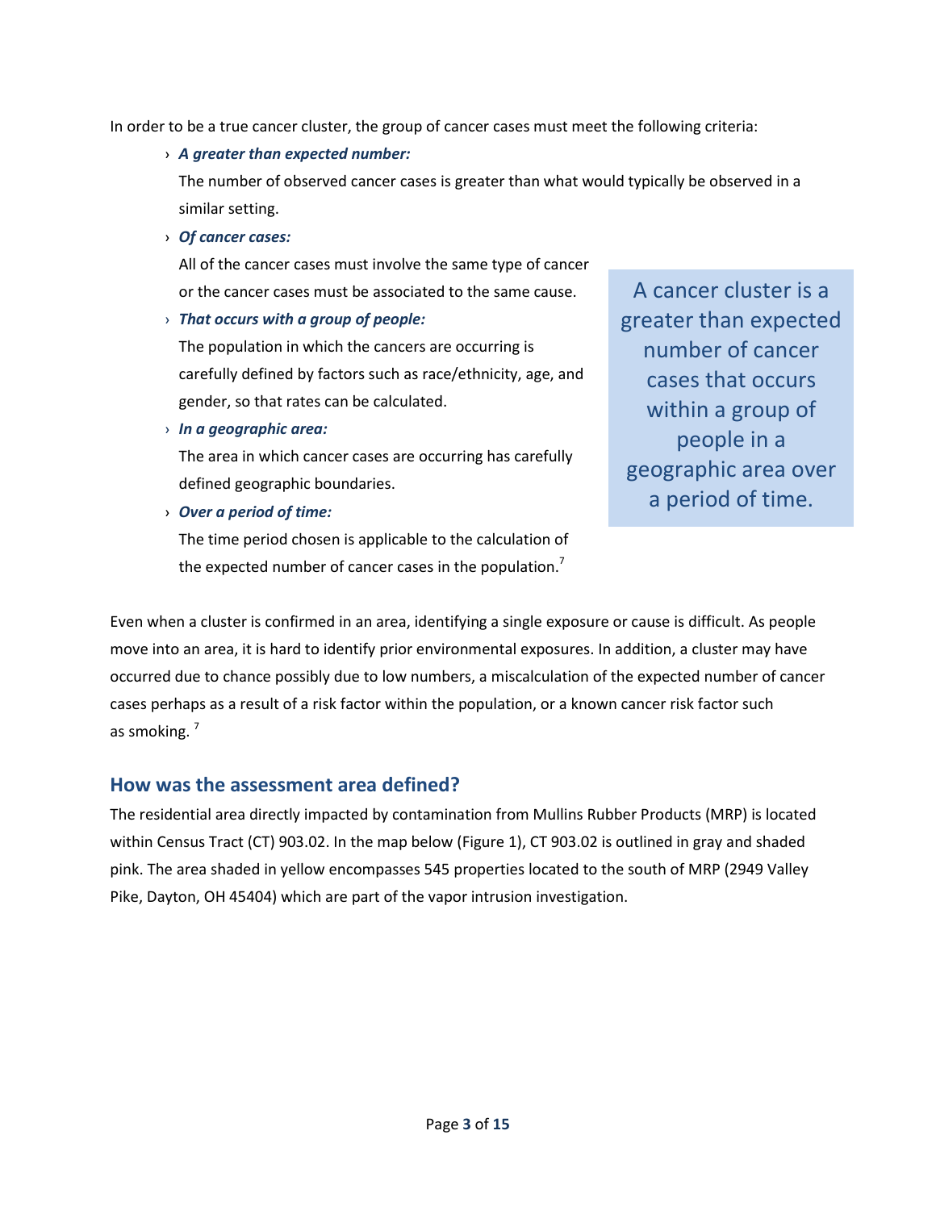In order to be a true cancer cluster, the group of cancer cases must meet the following criteria:

- ***A greater than expected number:***
  The number of observed cancer cases is greater than what would typically be observed in a similar setting.
- ***Of cancer cases:***
  All of the cancer cases must involve the same type of cancer or the cancer cases must be associated to the same cause.
- ***That occurs with a group of people:***
  The population in which the cancers are occurring is carefully defined by factors such as race/ethnicity, age, and gender, so that rates can be calculated.
- ***In a geographic area:***
  The area in which cancer cases are occurring has carefully defined geographic boundaries.
- ***Over a period of time:***
  The time period chosen is applicable to the calculation of the expected number of cancer cases in the population.[7]

> A cancer cluster is a greater than expected number of cancer cases that occurs within a group of people in a geographic area over a period of time.

Even when a cluster is confirmed in an area, identifying a single exposure or cause is difficult. As people move into an area, it is hard to identify prior environmental exposures. In addition, a cluster may have occurred due to chance possibly due to low numbers, a miscalculation of the expected number of cancer cases perhaps as a result of a risk factor within the population, or a known cancer risk factor such as smoking. [7]

## How was the assessment area defined?

The residential area directly impacted by contamination from Mullins Rubber Products (MRP) is located within Census Tract (CT) 903.02. In the map below (Figure 1), CT 903.02 is outlined in gray and shaded pink. The area shaded in yellow encompasses 545 properties located to the south of MRP (2949 Valley Pike, Dayton, OH 45404) which are part of the vapor intrusion investigation.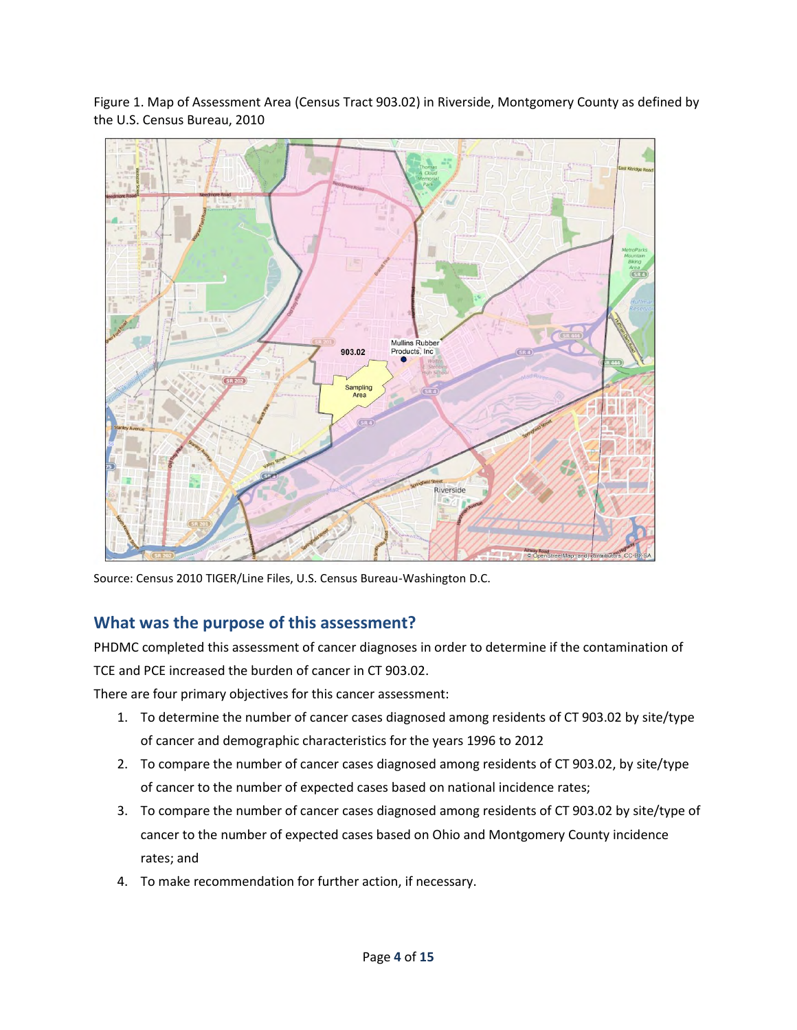Figure 1. Map of Assessment Area (Census Tract 903.02) in Riverside, Montgomery County as defined by the U.S. Census Bureau, 2010

Source: Census 2010 TIGER/Line Files, U.S. Census Bureau-Washington D.C.

## What was the purpose of this assessment?

PHDMC completed this assessment of cancer diagnoses in order to determine if the contamination of TCE and PCE increased the burden of cancer in CT 903.02.

There are four primary objectives for this cancer assessment:

1. To determine the number of cancer cases diagnosed among residents of CT 903.02 by site/type of cancer and demographic characteristics for the years 1996 to 2012
2. To compare the number of cancer cases diagnosed among residents of CT 903.02, by site/type of cancer to the number of expected cases based on national incidence rates;
3. To compare the number of cancer cases diagnosed among residents of CT 903.02 by site/type of cancer to the number of expected cases based on Ohio and Montgomery County incidence rates; and
4. To make recommendation for further action, if necessary.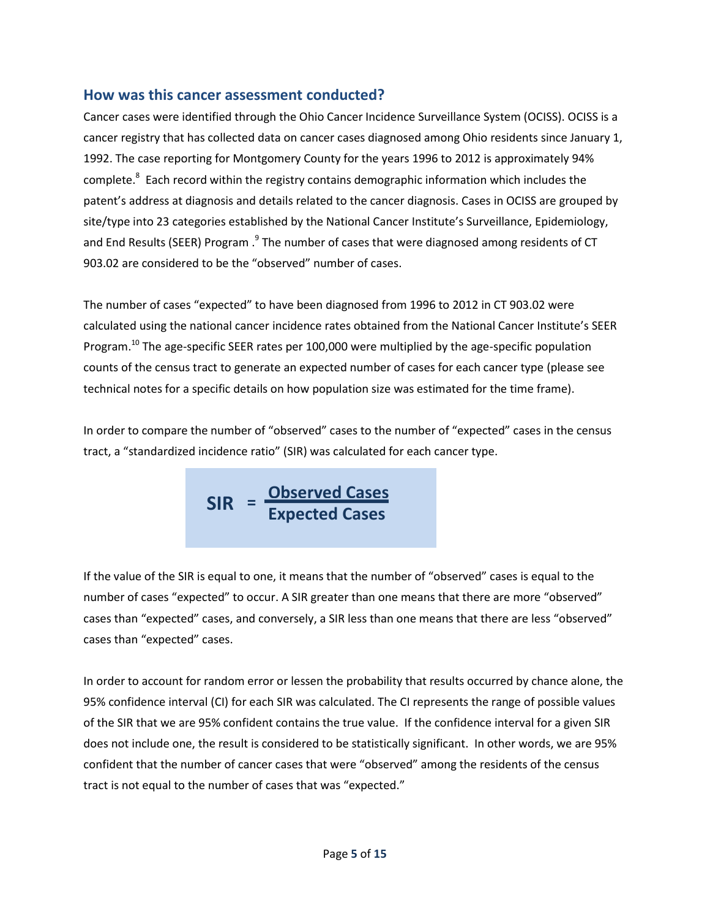## How was this cancer assessment conducted?

Cancer cases were identified through the Ohio Cancer Incidence Surveillance System (OCISS). OCISS is a cancer registry that has collected data on cancer cases diagnosed among Ohio residents since January 1, 1992. The case reporting for Montgomery County for the years 1996 to 2012 is approximately 94% complete.[8] Each record within the registry contains demographic information which includes the patent's address at diagnosis and details related to the cancer diagnosis. Cases in OCISS are grouped by site/type into 23 categories established by the National Cancer Institute's Surveillance, Epidemiology, and End Results (SEER) Program .[9] The number of cases that were diagnosed among residents of CT 903.02 are considered to be the "observed" number of cases.

The number of cases "expected" to have been diagnosed from 1996 to 2012 in CT 903.02 were calculated using the national cancer incidence rates obtained from the National Cancer Institute's SEER Program.[10] The age-specific SEER rates per 100,000 were multiplied by the age-specific population counts of the census tract to generate an expected number of cases for each cancer type (please see technical notes for a specific details on how population size was estimated for the time frame).

In order to compare the number of "observed" cases to the number of "expected" cases in the census tract, a "standardized incidence ratio" (SIR) was calculated for each cancer type.

$$\text{SIR} = \frac{\text{Observed Cases}}{\text{Expected Cases}}$$

If the value of the SIR is equal to one, it means that the number of "observed" cases is equal to the number of cases "expected" to occur. A SIR greater than one means that there are more "observed" cases than "expected" cases, and conversely, a SIR less than one means that there are less "observed" cases than "expected" cases.

In order to account for random error or lessen the probability that results occurred by chance alone, the 95% confidence interval (CI) for each SIR was calculated. The CI represents the range of possible values of the SIR that we are 95% confident contains the true value. If the confidence interval for a given SIR does not include one, the result is considered to be statistically significant. In other words, we are 95% confident that the number of cancer cases that were "observed" among the residents of the census tract is not equal to the number of cases that was "expected."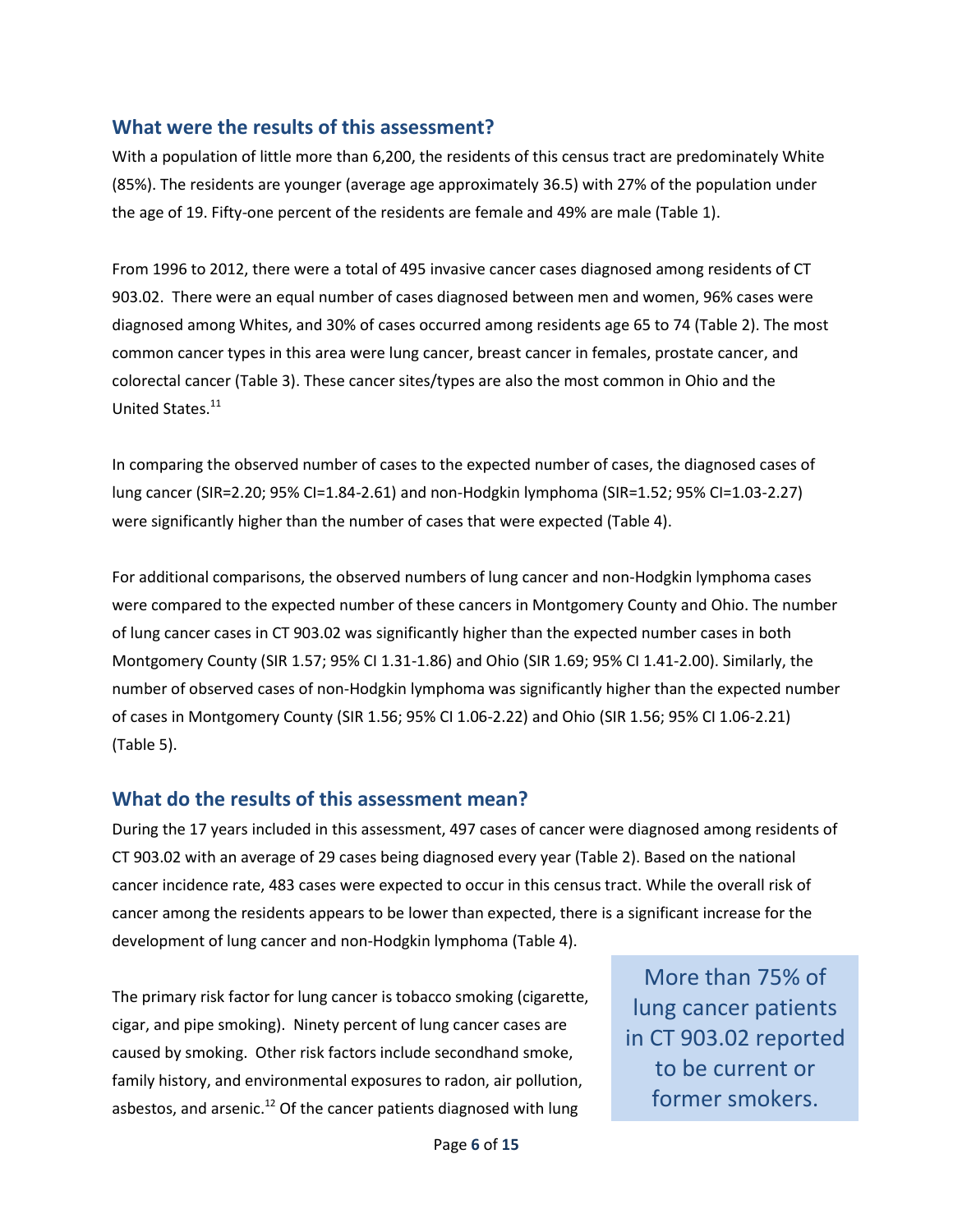## What were the results of this assessment?

With a population of little more than 6,200, the residents of this census tract are predominately White (85%). The residents are younger (average age approximately 36.5) with 27% of the population under the age of 19. Fifty-one percent of the residents are female and 49% are male (Table 1).

From 1996 to 2012, there were a total of 495 invasive cancer cases diagnosed among residents of CT 903.02. There were an equal number of cases diagnosed between men and women, 96% cases were diagnosed among Whites, and 30% of cases occurred among residents age 65 to 74 (Table 2). The most common cancer types in this area were lung cancer, breast cancer in females, prostate cancer, and colorectal cancer (Table 3). These cancer sites/types are also the most common in Ohio and the United States.[11]

In comparing the observed number of cases to the expected number of cases, the diagnosed cases of lung cancer (SIR=2.20; 95% CI=1.84-2.61) and non-Hodgkin lymphoma (SIR=1.52; 95% CI=1.03-2.27) were significantly higher than the number of cases that were expected (Table 4).

For additional comparisons, the observed numbers of lung cancer and non-Hodgkin lymphoma cases were compared to the expected number of these cancers in Montgomery County and Ohio. The number of lung cancer cases in CT 903.02 was significantly higher than the expected number cases in both Montgomery County (SIR 1.57; 95% CI 1.31-1.86) and Ohio (SIR 1.69; 95% CI 1.41-2.00). Similarly, the number of observed cases of non-Hodgkin lymphoma was significantly higher than the expected number of cases in Montgomery County (SIR 1.56; 95% CI 1.06-2.22) and Ohio (SIR 1.56; 95% CI 1.06-2.21) (Table 5).

## What do the results of this assessment mean?

During the 17 years included in this assessment, 497 cases of cancer were diagnosed among residents of CT 903.02 with an average of 29 cases being diagnosed every year (Table 2). Based on the national cancer incidence rate, 483 cases were expected to occur in this census tract. While the overall risk of cancer among the residents appears to be lower than expected, there is a significant increase for the development of lung cancer and non-Hodgkin lymphoma (Table 4).

> More than 75% of lung cancer patients in CT 903.02 reported to be current or former smokers.

The primary risk factor for lung cancer is tobacco smoking (cigarette, cigar, and pipe smoking). Ninety percent of lung cancer cases are caused by smoking. Other risk factors include secondhand smoke, family history, and environmental exposures to radon, air pollution, asbestos, and arsenic.[12] Of the cancer patients diagnosed with lung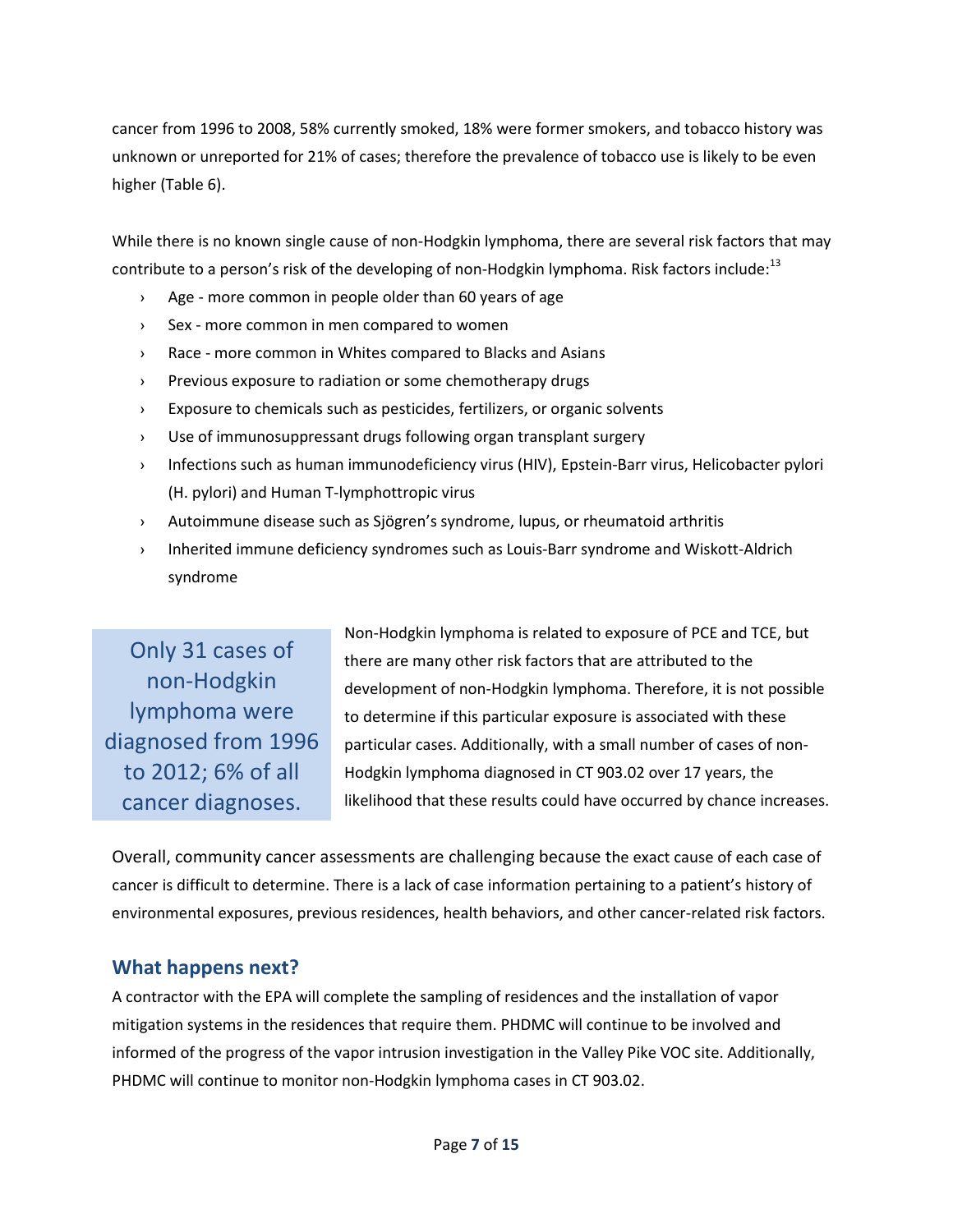cancer from 1996 to 2008, 58% currently smoked, 18% were former smokers, and tobacco history was unknown or unreported for 21% of cases; therefore the prevalence of tobacco use is likely to be even higher (Table 6).

While there is no known single cause of non-Hodgkin lymphoma, there are several risk factors that may contribute to a person's risk of the developing of non-Hodgkin lymphoma. Risk factors include:[13]

- Age - more common in people older than 60 years of age
- Sex - more common in men compared to women
- Race - more common in Whites compared to Blacks and Asians
- Previous exposure to radiation or some chemotherapy drugs
- Exposure to chemicals such as pesticides, fertilizers, or organic solvents
- Use of immunosuppressant drugs following organ transplant surgery
- Infections such as human immunodeficiency virus (HIV), Epstein-Barr virus, Helicobacter pylori (H. pylori) and Human T-lymphottropic virus
- Autoimmune disease such as Sjögren's syndrome, lupus, or rheumatoid arthritis
- Inherited immune deficiency syndromes such as Louis-Barr syndrome and Wiskott-Aldrich syndrome

> Only 31 cases of non-Hodgkin lymphoma were diagnosed from 1996 to 2012; 6% of all cancer diagnoses.

Non-Hodgkin lymphoma is related to exposure of PCE and TCE, but there are many other risk factors that are attributed to the development of non-Hodgkin lymphoma. Therefore, it is not possible to determine if this particular exposure is associated with these particular cases. Additionally, with a small number of cases of non-Hodgkin lymphoma diagnosed in CT 903.02 over 17 years, the likelihood that these results could have occurred by chance increases.

Overall, community cancer assessments are challenging because the exact cause of each case of cancer is difficult to determine. There is a lack of case information pertaining to a patient's history of environmental exposures, previous residences, health behaviors, and other cancer-related risk factors.

## What happens next?

A contractor with the EPA will complete the sampling of residences and the installation of vapor mitigation systems in the residences that require them. PHDMC will continue to be involved and informed of the progress of the vapor intrusion investigation in the Valley Pike VOC site. Additionally, PHDMC will continue to monitor non-Hodgkin lymphoma cases in CT 903.02.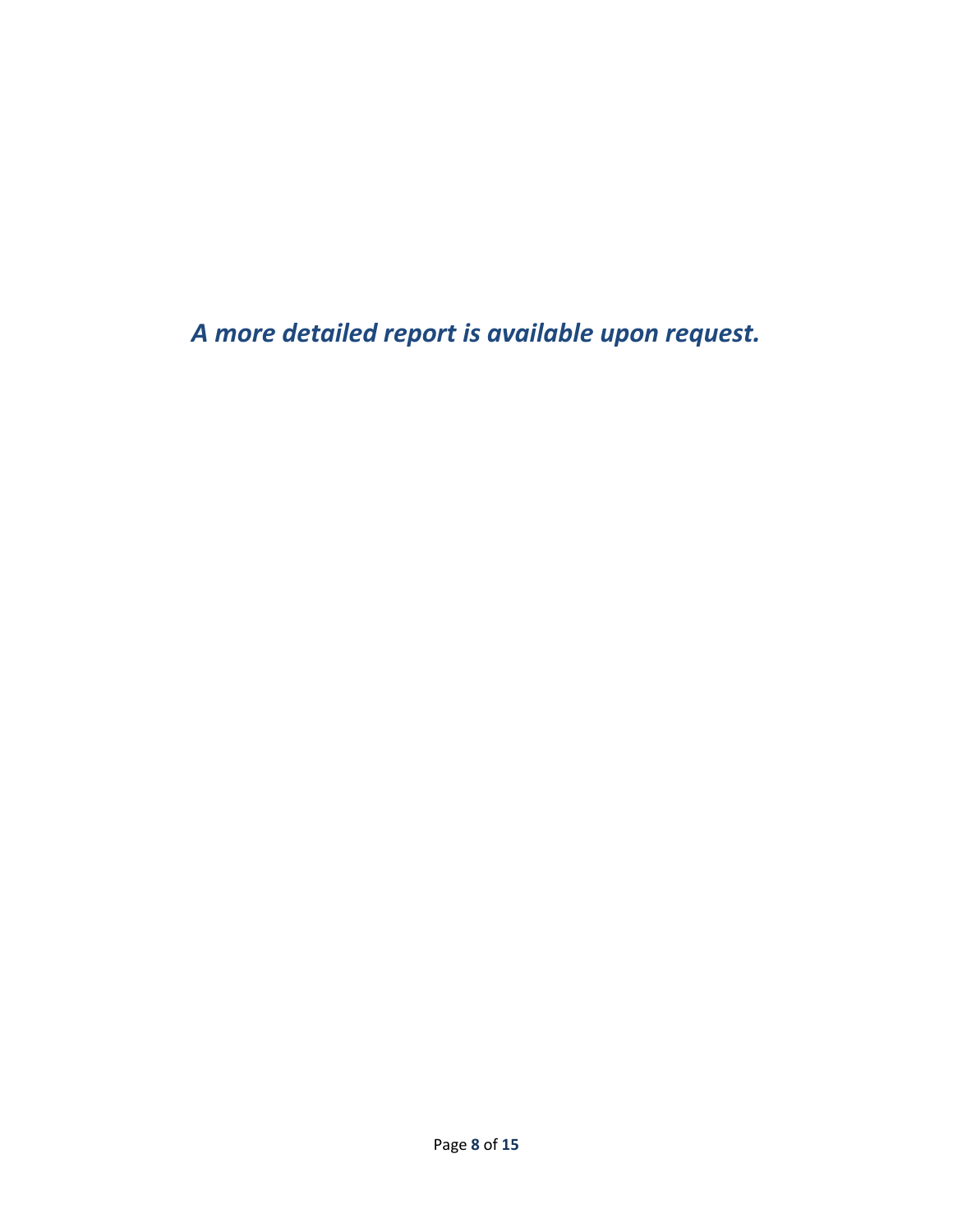***A more detailed report is available upon request.***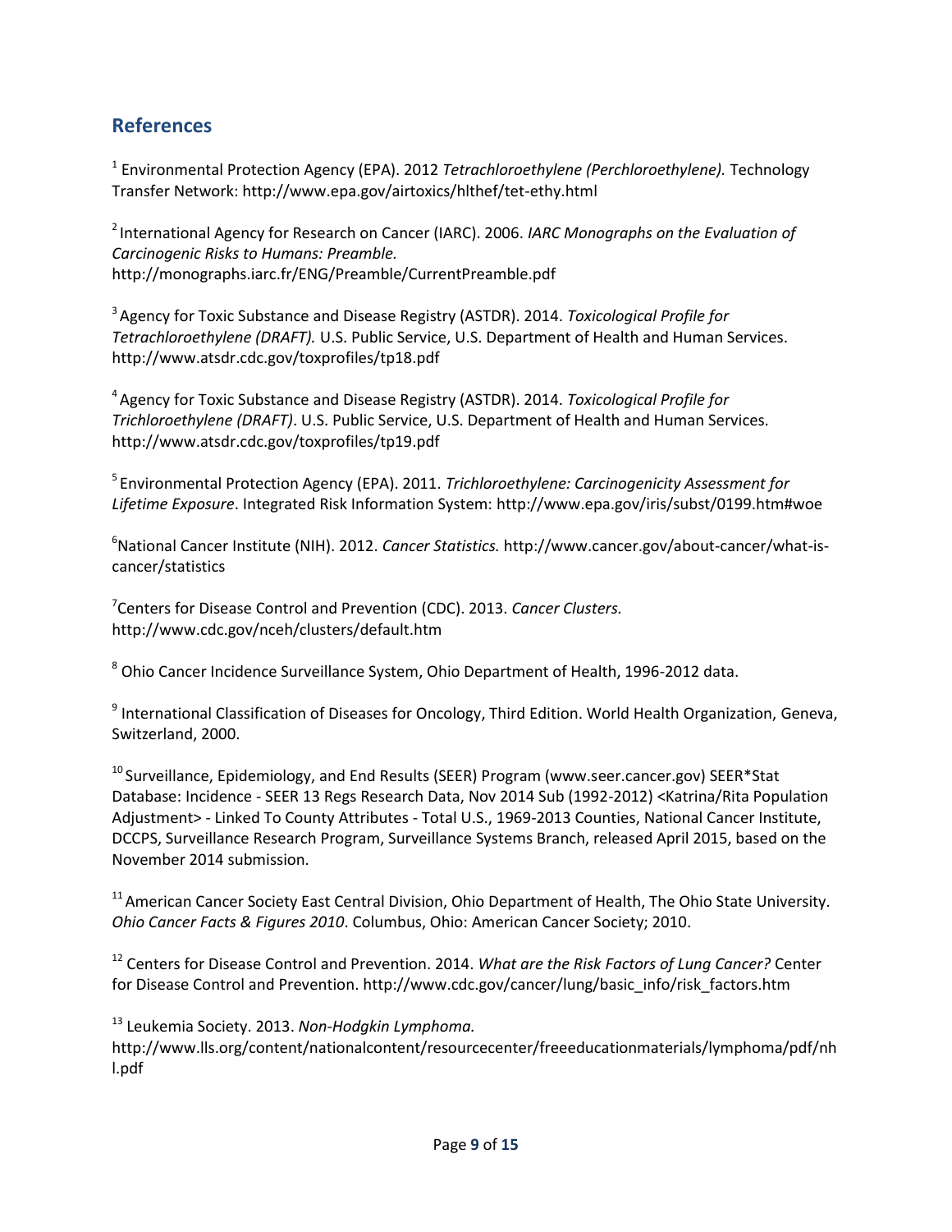## References

[1] Environmental Protection Agency (EPA). 2012 *Tetrachloroethylene (Perchloroethylene).* Technology Transfer Network: http://www.epa.gov/airtoxics/hlthef/tet-ethy.html

[2] International Agency for Research on Cancer (IARC). 2006. *IARC Monographs on the Evaluation of Carcinogenic Risks to Humans: Preamble.* http://monographs.iarc.fr/ENG/Preamble/CurrentPreamble.pdf

[3] Agency for Toxic Substance and Disease Registry (ASTDR). 2014. *Toxicological Profile for Tetrachloroethylene (DRAFT).* U.S. Public Service, U.S. Department of Health and Human Services. http://www.atsdr.cdc.gov/toxprofiles/tp18.pdf

[4] Agency for Toxic Substance and Disease Registry (ASTDR). 2014. *Toxicological Profile for Trichloroethylene (DRAFT)*. U.S. Public Service, U.S. Department of Health and Human Services. http://www.atsdr.cdc.gov/toxprofiles/tp19.pdf

[5] Environmental Protection Agency (EPA). 2011. *Trichloroethylene: Carcinogenicity Assessment for Lifetime Exposure*. Integrated Risk Information System: http://www.epa.gov/iris/subst/0199.htm#woe

[6] National Cancer Institute (NIH). 2012. *Cancer Statistics.* http://www.cancer.gov/about-cancer/what-is-cancer/statistics

[7] Centers for Disease Control and Prevention (CDC). 2013. *Cancer Clusters.* http://www.cdc.gov/nceh/clusters/default.htm

[8] Ohio Cancer Incidence Surveillance System, Ohio Department of Health, 1996-2012 data.

[9] International Classification of Diseases for Oncology, Third Edition. World Health Organization, Geneva, Switzerland, 2000.

[10] Surveillance, Epidemiology, and End Results (SEER) Program (www.seer.cancer.gov) SEER*Stat Database: Incidence - SEER 13 Regs Research Data, Nov 2014 Sub (1992-2012) <Katrina/Rita Population Adjustment> - Linked To County Attributes - Total U.S., 1969-2013 Counties, National Cancer Institute, DCCPS, Surveillance Research Program, Surveillance Systems Branch, released April 2015, based on the November 2014 submission.

[11] American Cancer Society East Central Division, Ohio Department of Health, The Ohio State University. *Ohio Cancer Facts & Figures 2010*. Columbus, Ohio: American Cancer Society; 2010.

[12] Centers for Disease Control and Prevention. 2014. *What are the Risk Factors of Lung Cancer?* Center for Disease Control and Prevention. http://www.cdc.gov/cancer/lung/basic_info/risk_factors.htm

[13] Leukemia Society. 2013. *Non-Hodgkin Lymphoma.* http://www.lls.org/content/nationalcontent/resourcecenter/freeeducationmaterials/lymphoma/pdf/nhl.pdf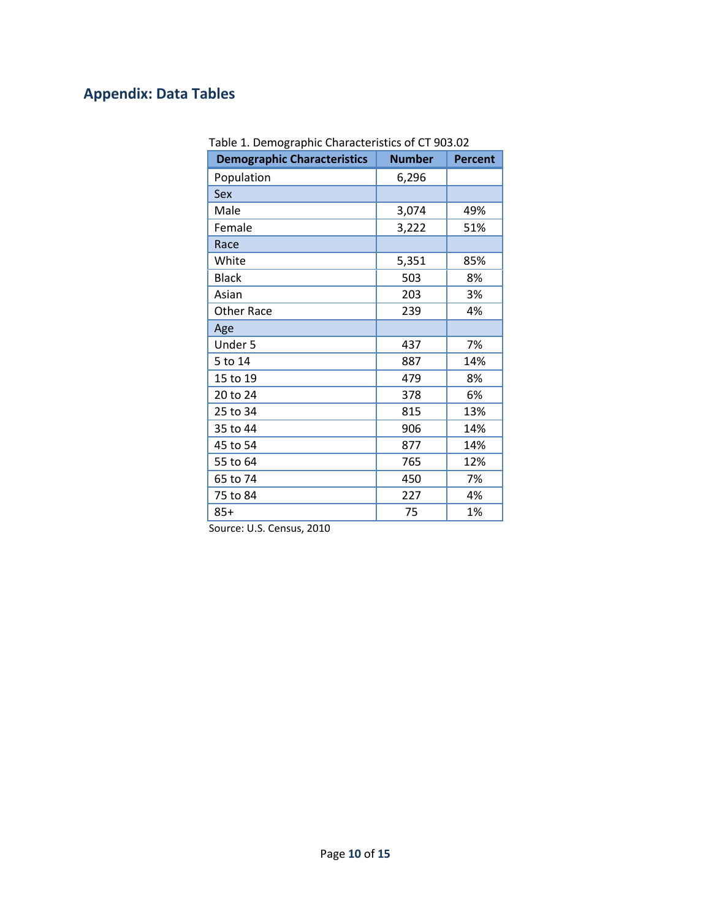# Appendix: Data Tables

Table 1. Demographic Characteristics of CT 903.02

| Demographic Characteristics | Number | Percent |
|---|---|---|
| Population | 6,296 | |
| Sex | | |
| Male | 3,074 | 49% |
| Female | 3,222 | 51% |
| Race | | |
| White | 5,351 | 85% |
| Black | 503 | 8% |
| Asian | 203 | 3% |
| Other Race | 239 | 4% |
| Age | | |
| Under 5 | 437 | 7% |
| 5 to 14 | 887 | 14% |
| 15 to 19 | 479 | 8% |
| 20 to 24 | 378 | 6% |
| 25 to 34 | 815 | 13% |
| 35 to 44 | 906 | 14% |
| 45 to 54 | 877 | 14% |
| 55 to 64 | 765 | 12% |
| 65 to 74 | 450 | 7% |
| 75 to 84 | 227 | 4% |
| 85+ | 75 | 1% |

Source: U.S. Census, 2010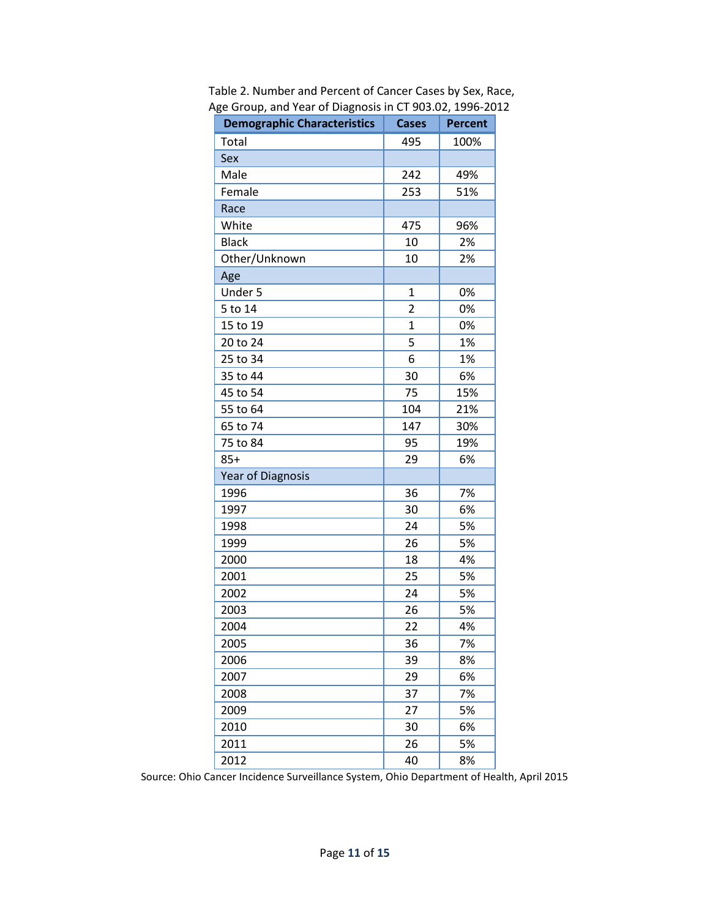Table 2. Number and Percent of Cancer Cases by Sex, Race, Age Group, and Year of Diagnosis in CT 903.02, 1996-2012

| Demographic Characteristics | Cases | Percent |
|---|---|---|
| Total | 495 | 100% |
| Sex | | |
| Male | 242 | 49% |
| Female | 253 | 51% |
| Race | | |
| White | 475 | 96% |
| Black | 10 | 2% |
| Other/Unknown | 10 | 2% |
| Age | | |
| Under 5 | 1 | 0% |
| 5 to 14 | 2 | 0% |
| 15 to 19 | 1 | 0% |
| 20 to 24 | 5 | 1% |
| 25 to 34 | 6 | 1% |
| 35 to 44 | 30 | 6% |
| 45 to 54 | 75 | 15% |
| 55 to 64 | 104 | 21% |
| 65 to 74 | 147 | 30% |
| 75 to 84 | 95 | 19% |
| 85+ | 29 | 6% |
| Year of Diagnosis | | |
| 1996 | 36 | 7% |
| 1997 | 30 | 6% |
| 1998 | 24 | 5% |
| 1999 | 26 | 5% |
| 2000 | 18 | 4% |
| 2001 | 25 | 5% |
| 2002 | 24 | 5% |
| 2003 | 26 | 5% |
| 2004 | 22 | 4% |
| 2005 | 36 | 7% |
| 2006 | 39 | 8% |
| 2007 | 29 | 6% |
| 2008 | 37 | 7% |
| 2009 | 27 | 5% |
| 2010 | 30 | 6% |
| 2011 | 26 | 5% |
| 2012 | 40 | 8% |

Source: Ohio Cancer Incidence Surveillance System, Ohio Department of Health, April 2015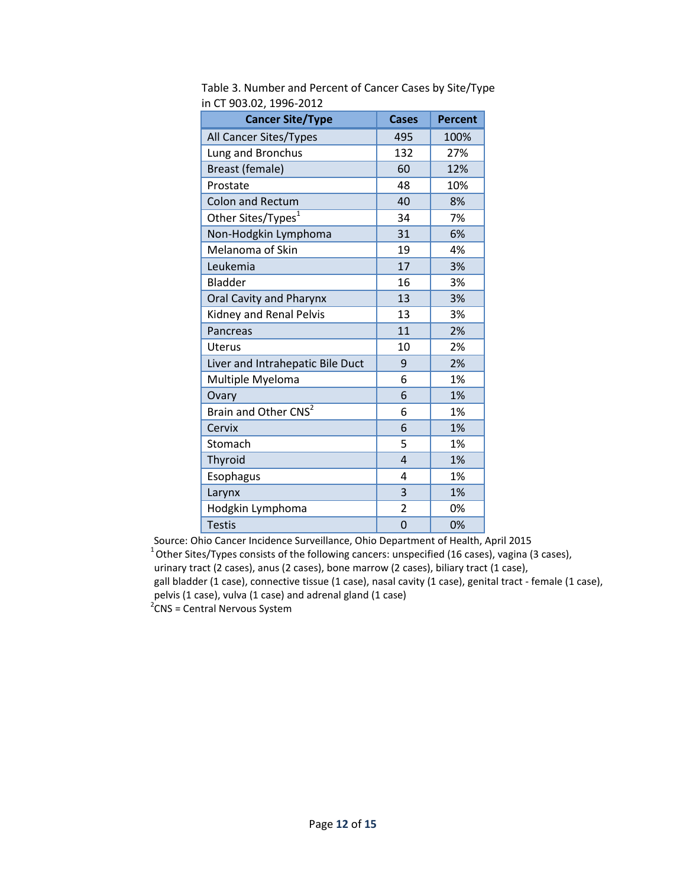Table 3. Number and Percent of Cancer Cases by Site/Type in CT 903.02, 1996-2012

| Cancer Site/Type | Cases | Percent |
|---|---|---|
| All Cancer Sites/Types | 495 | 100% |
| Lung and Bronchus | 132 | 27% |
| Breast (female) | 60 | 12% |
| Prostate | 48 | 10% |
| Colon and Rectum | 40 | 8% |
| Other Sites/Types[1] | 34 | 7% |
| Non-Hodgkin Lymphoma | 31 | 6% |
| Melanoma of Skin | 19 | 4% |
| Leukemia | 17 | 3% |
| Bladder | 16 | 3% |
| Oral Cavity and Pharynx | 13 | 3% |
| Kidney and Renal Pelvis | 13 | 3% |
| Pancreas | 11 | 2% |
| Uterus | 10 | 2% |
| Liver and Intrahepatic Bile Duct | 9 | 2% |
| Multiple Myeloma | 6 | 1% |
| Ovary | 6 | 1% |
| Brain and Other CNS[2] | 6 | 1% |
| Cervix | 6 | 1% |
| Stomach | 5 | 1% |
| Thyroid | 4 | 1% |
| Esophagus | 4 | 1% |
| Larynx | 3 | 1% |
| Hodgkin Lymphoma | 2 | 0% |
| Testis | 0 | 0% |

Source: Ohio Cancer Incidence Surveillance, Ohio Department of Health, April 2015

[1] Other Sites/Types consists of the following cancers: unspecified (16 cases), vagina (3 cases), urinary tract (2 cases), anus (2 cases), bone marrow (2 cases), biliary tract (1 case), gall bladder (1 case), connective tissue (1 case), nasal cavity (1 case), genital tract - female (1 case), pelvis (1 case), vulva (1 case) and adrenal gland (1 case)

[2] CNS = Central Nervous System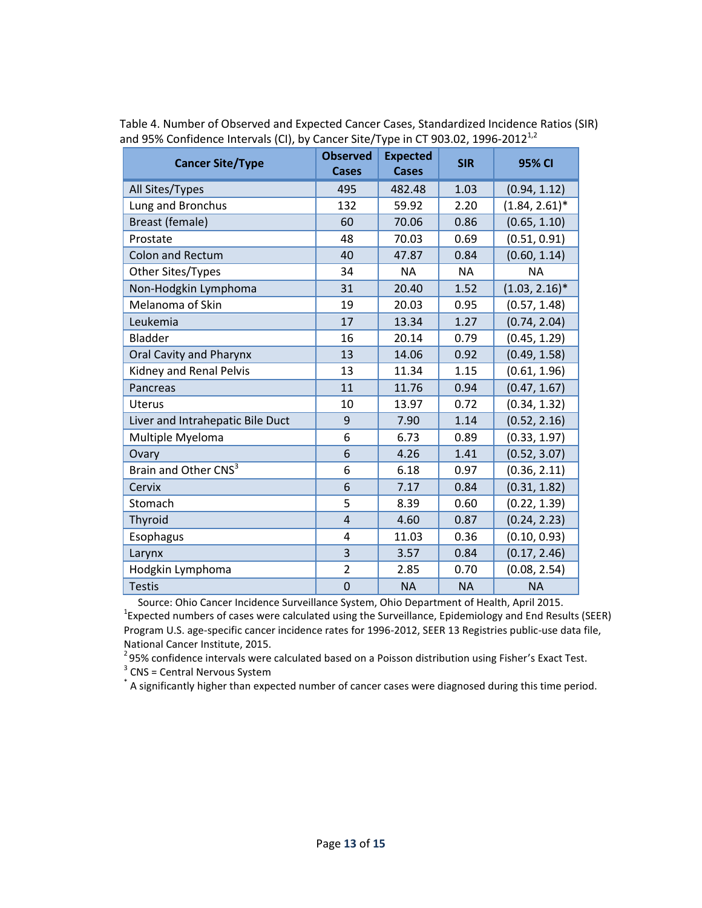Table 4. Number of Observed and Expected Cancer Cases, Standardized Incidence Ratios (SIR) and 95% Confidence Intervals (CI), by Cancer Site/Type in CT 903.02, 1996-2012[1,2]

| Cancer Site/Type | Observed Cases | Expected Cases | SIR | 95% CI |
|---|---|---|---|---|
| All Sites/Types | 495 | 482.48 | 1.03 | (0.94, 1.12) |
| Lung and Bronchus | 132 | 59.92 | 2.20 | (1.84, 2.61)* |
| Breast (female) | 60 | 70.06 | 0.86 | (0.65, 1.10) |
| Prostate | 48 | 70.03 | 0.69 | (0.51, 0.91) |
| Colon and Rectum | 40 | 47.87 | 0.84 | (0.60, 1.14) |
| Other Sites/Types | 34 | NA | NA | NA |
| Non-Hodgkin Lymphoma | 31 | 20.40 | 1.52 | (1.03, 2.16)* |
| Melanoma of Skin | 19 | 20.03 | 0.95 | (0.57, 1.48) |
| Leukemia | 17 | 13.34 | 1.27 | (0.74, 2.04) |
| Bladder | 16 | 20.14 | 0.79 | (0.45, 1.29) |
| Oral Cavity and Pharynx | 13 | 14.06 | 0.92 | (0.49, 1.58) |
| Kidney and Renal Pelvis | 13 | 11.34 | 1.15 | (0.61, 1.96) |
| Pancreas | 11 | 11.76 | 0.94 | (0.47, 1.67) |
| Uterus | 10 | 13.97 | 0.72 | (0.34, 1.32) |
| Liver and Intrahepatic Bile Duct | 9 | 7.90 | 1.14 | (0.52, 2.16) |
| Multiple Myeloma | 6 | 6.73 | 0.89 | (0.33, 1.97) |
| Ovary | 6 | 4.26 | 1.41 | (0.52, 3.07) |
| Brain and Other CNS[3] | 6 | 6.18 | 0.97 | (0.36, 2.11) |
| Cervix | 6 | 7.17 | 0.84 | (0.31, 1.82) |
| Stomach | 5 | 8.39 | 0.60 | (0.22, 1.39) |
| Thyroid | 4 | 4.60 | 0.87 | (0.24, 2.23) |
| Esophagus | 4 | 11.03 | 0.36 | (0.10, 0.93) |
| Larynx | 3 | 3.57 | 0.84 | (0.17, 2.46) |
| Hodgkin Lymphoma | 2 | 2.85 | 0.70 | (0.08, 2.54) |
| Testis | 0 | NA | NA | NA |

Source: Ohio Cancer Incidence Surveillance System, Ohio Department of Health, April 2015.

[1] Expected numbers of cases were calculated using the Surveillance, Epidemiology and End Results (SEER) Program U.S. age-specific cancer incidence rates for 1996-2012, SEER 13 Registries public-use data file, National Cancer Institute, 2015.

[2] 95% confidence intervals were calculated based on a Poisson distribution using Fisher's Exact Test.

[3] CNS = Central Nervous System

[*] A significantly higher than expected number of cancer cases were diagnosed during this time period.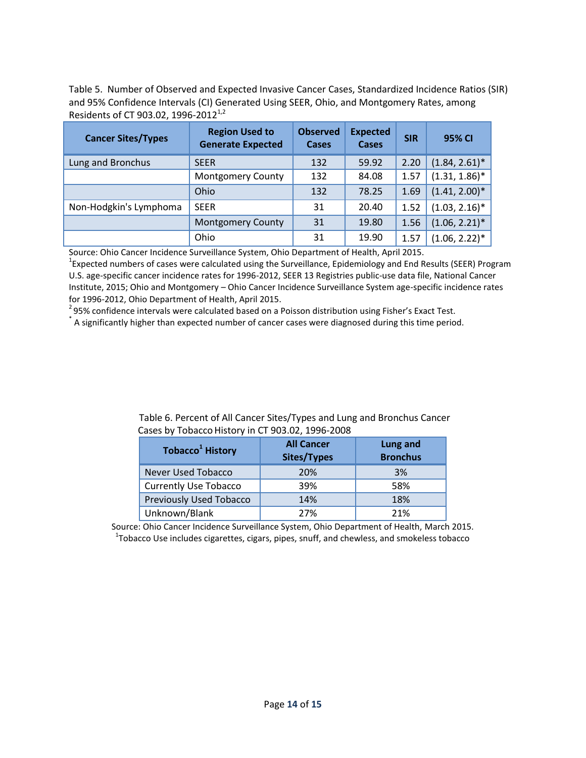Table 5. Number of Observed and Expected Invasive Cancer Cases, Standardized Incidence Ratios (SIR) and 95% Confidence Intervals (CI) Generated Using SEER, Ohio, and Montgomery Rates, among Residents of CT 903.02, 1996-2012[1,2]

| Cancer Sites/Types | Region Used to Generate Expected | Observed Cases | Expected Cases | SIR | 95% CI |
|---|---|---|---|---|---|
| Lung and Bronchus | SEER | 132 | 59.92 | 2.20 | (1.84, 2.61)* |
| | Montgomery County | 132 | 84.08 | 1.57 | (1.31, 1.86)* |
| | Ohio | 132 | 78.25 | 1.69 | (1.41, 2.00)* |
| Non-Hodgkin's Lymphoma | SEER | 31 | 20.40 | 1.52 | (1.03, 2.16)* |
| | Montgomery County | 31 | 19.80 | 1.56 | (1.06, 2.21)* |
| | Ohio | 31 | 19.90 | 1.57 | (1.06, 2.22)* |

Source: Ohio Cancer Incidence Surveillance System, Ohio Department of Health, April 2015.
[1]Expected numbers of cases were calculated using the Surveillance, Epidemiology and End Results (SEER) Program U.S. age-specific cancer incidence rates for 1996-2012, SEER 13 Registries public-use data file, National Cancer Institute, 2015; Ohio and Montgomery – Ohio Cancer Incidence Surveillance System age-specific incidence rates for 1996-2012, Ohio Department of Health, April 2015.
[2]95% confidence intervals were calculated based on a Poisson distribution using Fisher's Exact Test.
* A significantly higher than expected number of cancer cases were diagnosed during this time period.

Table 6. Percent of All Cancer Sites/Types and Lung and Bronchus Cancer Cases by Tobacco History in CT 903.02, 1996-2008

| Tobacco[1] History | All Cancer Sites/Types | Lung and Bronchus |
|---|---|---|
| Never Used Tobacco | 20% | 3% |
| Currently Use Tobacco | 39% | 58% |
| Previously Used Tobacco | 14% | 18% |
| Unknown/Blank | 27% | 21% |

Source: Ohio Cancer Incidence Surveillance System, Ohio Department of Health, March 2015.
[1]Tobacco Use includes cigarettes, cigars, pipes, snuff, and chewless, and smokeless tobacco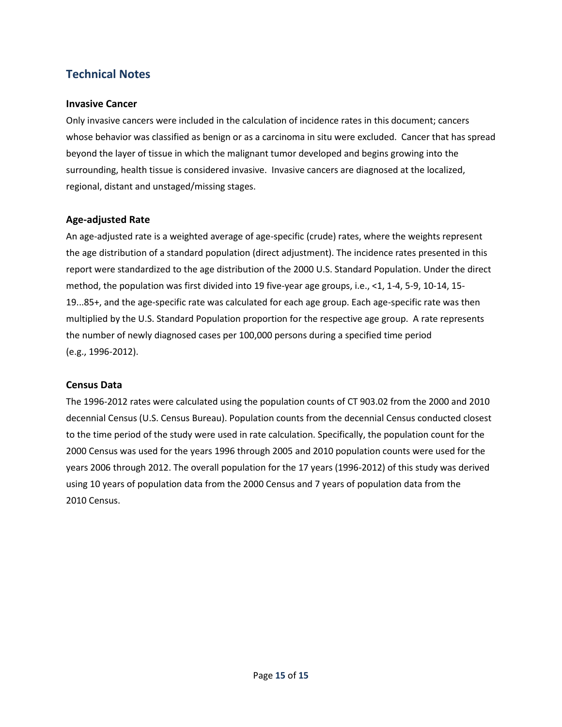## Technical Notes

### Invasive Cancer

Only invasive cancers were included in the calculation of incidence rates in this document; cancers whose behavior was classified as benign or as a carcinoma in situ were excluded. Cancer that has spread beyond the layer of tissue in which the malignant tumor developed and begins growing into the surrounding, health tissue is considered invasive. Invasive cancers are diagnosed at the localized, regional, distant and unstaged/missing stages.

### Age-adjusted Rate

An age-adjusted rate is a weighted average of age-specific (crude) rates, where the weights represent the age distribution of a standard population (direct adjustment). The incidence rates presented in this report were standardized to the age distribution of the 2000 U.S. Standard Population. Under the direct method, the population was first divided into 19 five-year age groups, i.e., <1, 1-4, 5-9, 10-14, 15-19...85+, and the age-specific rate was calculated for each age group. Each age-specific rate was then multiplied by the U.S. Standard Population proportion for the respective age group. A rate represents the number of newly diagnosed cases per 100,000 persons during a specified time period (e.g., 1996-2012).

### Census Data

The 1996-2012 rates were calculated using the population counts of CT 903.02 from the 2000 and 2010 decennial Census (U.S. Census Bureau). Population counts from the decennial Census conducted closest to the time period of the study were used in rate calculation. Specifically, the population count for the 2000 Census was used for the years 1996 through 2005 and 2010 population counts were used for the years 2006 through 2012. The overall population for the 17 years (1996-2012) of this study was derived using 10 years of population data from the 2000 Census and 7 years of population data from the 2010 Census.